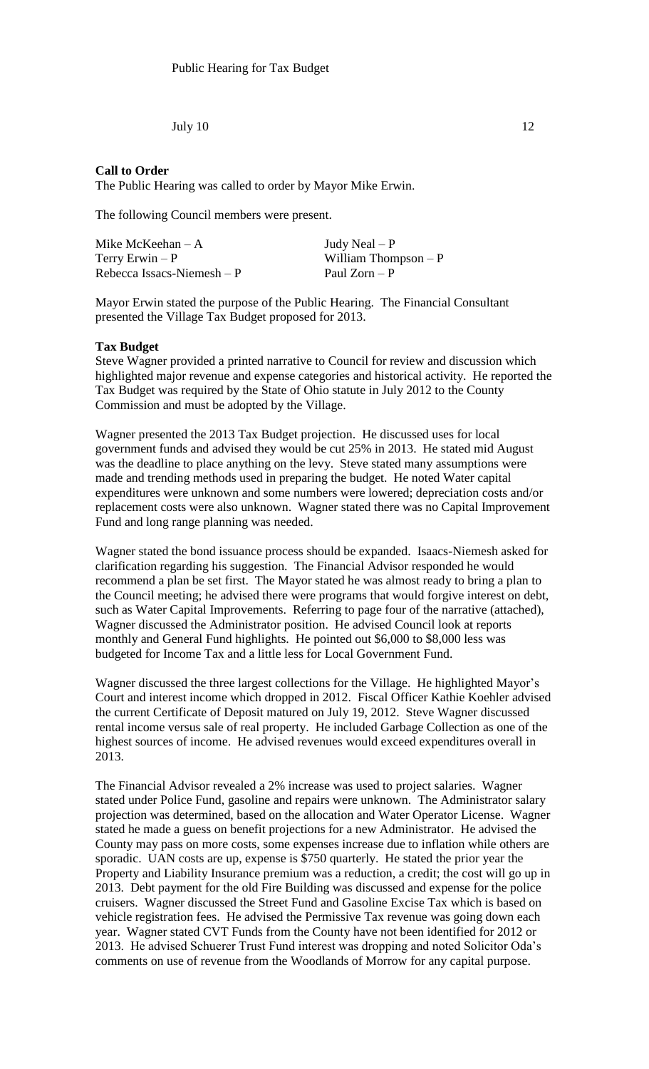Public Hearing for Tax Budget

July 10 12

**Call to Order**

The Public Hearing was called to order by Mayor Mike Erwin.

The following Council members were present.

| | |
|---|---|
| Mike McKeehan – A | Judy Neal – P |
| Terry Erwin – P | William Thompson – P |
| Rebecca Issacs-Niemesh – P | Paul Zorn – P |

Mayor Erwin stated the purpose of the Public Hearing. The Financial Consultant presented the Village Tax Budget proposed for 2013.

**Tax Budget**

Steve Wagner provided a printed narrative to Council for review and discussion which highlighted major revenue and expense categories and historical activity. He reported the Tax Budget was required by the State of Ohio statute in July 2012 to the County Commission and must be adopted by the Village.

Wagner presented the 2013 Tax Budget projection. He discussed uses for local government funds and advised they would be cut 25% in 2013. He stated mid August was the deadline to place anything on the levy. Steve stated many assumptions were made and trending methods used in preparing the budget. He noted Water capital expenditures were unknown and some numbers were lowered; depreciation costs and/or replacement costs were also unknown. Wagner stated there was no Capital Improvement Fund and long range planning was needed.

Wagner stated the bond issuance process should be expanded. Isaacs-Niemesh asked for clarification regarding his suggestion. The Financial Advisor responded he would recommend a plan be set first. The Mayor stated he was almost ready to bring a plan to the Council meeting; he advised there were programs that would forgive interest on debt, such as Water Capital Improvements. Referring to page four of the narrative (attached), Wagner discussed the Administrator position. He advised Council look at reports monthly and General Fund highlights. He pointed out $6,000 to $8,000 less was budgeted for Income Tax and a little less for Local Government Fund.

Wagner discussed the three largest collections for the Village. He highlighted Mayor's Court and interest income which dropped in 2012. Fiscal Officer Kathie Koehler advised the current Certificate of Deposit matured on July 19, 2012. Steve Wagner discussed rental income versus sale of real property. He included Garbage Collection as one of the highest sources of income. He advised revenues would exceed expenditures overall in 2013.

The Financial Advisor revealed a 2% increase was used to project salaries. Wagner stated under Police Fund, gasoline and repairs were unknown. The Administrator salary projection was determined, based on the allocation and Water Operator License. Wagner stated he made a guess on benefit projections for a new Administrator. He advised the County may pass on more costs, some expenses increase due to inflation while others are sporadic. UAN costs are up, expense is $750 quarterly. He stated the prior year the Property and Liability Insurance premium was a reduction, a credit; the cost will go up in 2013. Debt payment for the old Fire Building was discussed and expense for the police cruisers. Wagner discussed the Street Fund and Gasoline Excise Tax which is based on vehicle registration fees. He advised the Permissive Tax revenue was going down each year. Wagner stated CVT Funds from the County have not been identified for 2012 or 2013. He advised Schuerer Trust Fund interest was dropping and noted Solicitor Oda's comments on use of revenue from the Woodlands of Morrow for any capital purpose.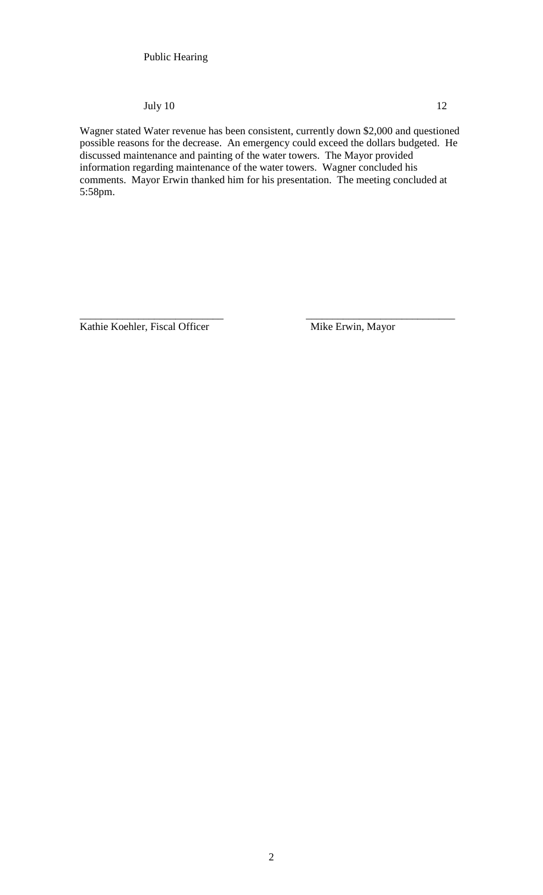Wagner stated Water revenue has been consistent, currently down $2,000 and questioned possible reasons for the decrease. An emergency could exceed the dollars budgeted. He discussed maintenance and painting of the water towers. The Mayor provided information regarding maintenance of the water towers. Wagner concluded his comments. Mayor Erwin thanked him for his presentation. The meeting concluded at 5:58pm.

___________________________ ___________________________

Kathie Koehler, Fiscal Officer Mike Erwin, Mayor